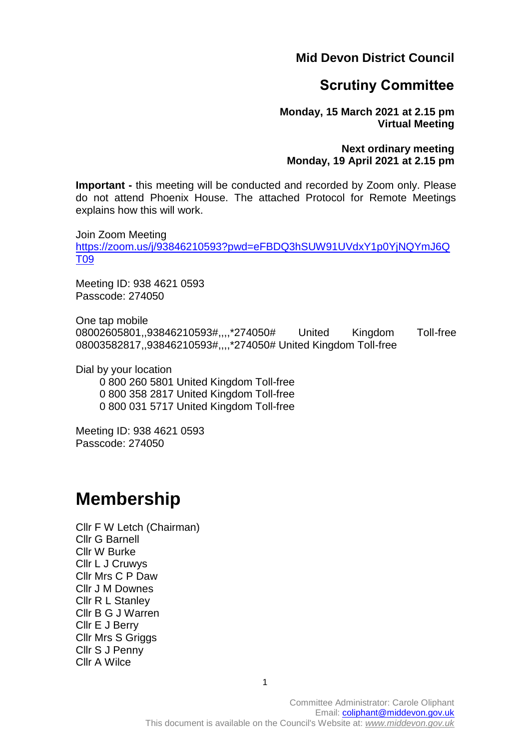# Mid Devon District Council

## Scrutiny Committee

**Monday, 15 March 2021 at 2.15 pm**
**Virtual Meeting**

**Next ordinary meeting**
**Monday, 19 April 2021 at 2.15 pm**

**Important -** this meeting will be conducted and recorded by Zoom only. Please do not attend Phoenix House. The attached Protocol for Remote Meetings explains how this will work.

Join Zoom Meeting
[https://zoom.us/j/93846210593?pwd=eFBDQ3hSUW91UVdxY1p0YjNQYmJ6QT09](https://zoom.us/j/93846210593?pwd=eFBDQ3hSUW91UVdxY1p0YjNQYmJ6QT09)

Meeting ID: 938 4621 0593
Passcode: 274050

One tap mobile
08002605801,,93846210593#,,,,*274050# United Kingdom Toll-free
08003582817,,93846210593#,,,,*274050# United Kingdom Toll-free

Dial by your location
- 0 800 260 5801 United Kingdom Toll-free
- 0 800 358 2817 United Kingdom Toll-free
- 0 800 031 5717 United Kingdom Toll-free

Meeting ID: 938 4621 0593
Passcode: 274050

# Membership

Cllr F W Letch (Chairman)
Cllr G Barnell
Cllr W Burke
Cllr L J Cruwys
Cllr Mrs C P Daw
Cllr J M Downes
Cllr R L Stanley
Cllr B G J Warren
Cllr E J Berry
Cllr Mrs S Griggs
Cllr S J Penny
Cllr A Wilce

Committee Administrator: Carole Oliphant
Email: [coliphant@middevon.gov.uk](mailto:coliphant@middevon.gov.uk)
This document is available on the Council's Website at: *www.middevon.gov.uk*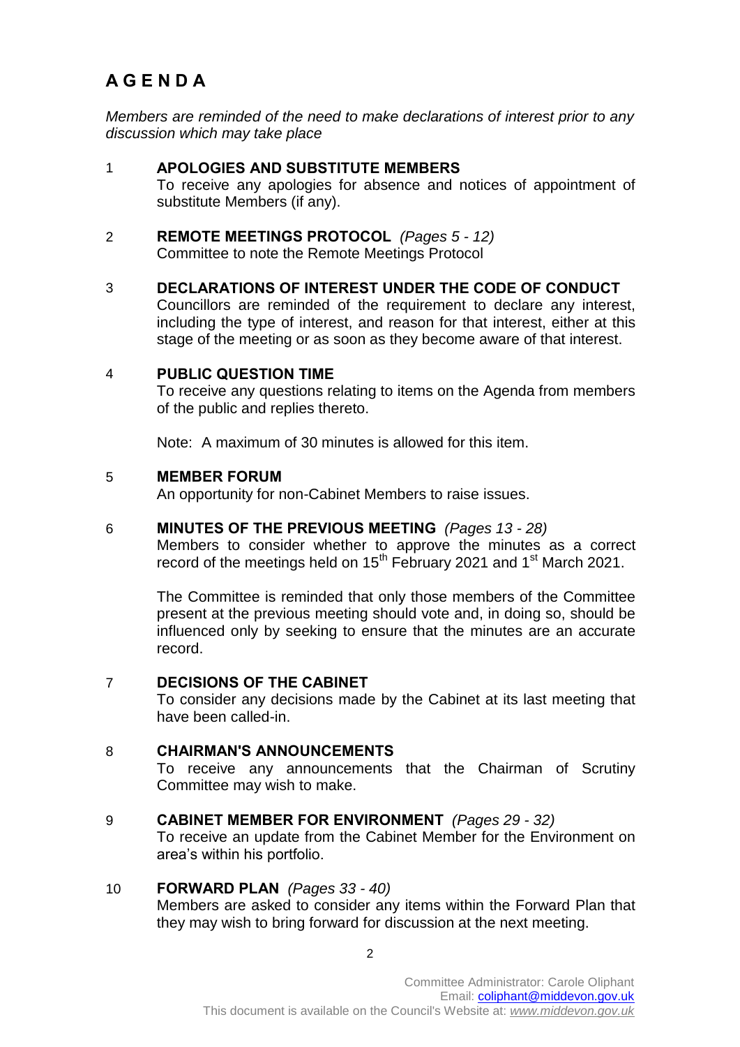# A G E N D A

*Members are reminded of the need to make declarations of interest prior to any discussion which may take place*

1 **APOLOGIES AND SUBSTITUTE MEMBERS**
To receive any apologies for absence and notices of appointment of substitute Members (if any).

2 **REMOTE MEETINGS PROTOCOL** *(Pages 5 - 12)*
Committee to note the Remote Meetings Protocol

3 **DECLARATIONS OF INTEREST UNDER THE CODE OF CONDUCT**
Councillors are reminded of the requirement to declare any interest, including the type of interest, and reason for that interest, either at this stage of the meeting or as soon as they become aware of that interest.

4 **PUBLIC QUESTION TIME**
To receive any questions relating to items on the Agenda from members of the public and replies thereto.

Note: A maximum of 30 minutes is allowed for this item.

5 **MEMBER FORUM**
An opportunity for non-Cabinet Members to raise issues.

6 **MINUTES OF THE PREVIOUS MEETING** *(Pages 13 - 28)*
Members to consider whether to approve the minutes as a correct record of the meetings held on 15th February 2021 and 1st March 2021.

The Committee is reminded that only those members of the Committee present at the previous meeting should vote and, in doing so, should be influenced only by seeking to ensure that the minutes are an accurate record.

7 **DECISIONS OF THE CABINET**
To consider any decisions made by the Cabinet at its last meeting that have been called-in.

8 **CHAIRMAN'S ANNOUNCEMENTS**
To receive any announcements that the Chairman of Scrutiny Committee may wish to make.

9 **CABINET MEMBER FOR ENVIRONMENT** *(Pages 29 - 32)*
To receive an update from the Cabinet Member for the Environment on area's within his portfolio.

10 **FORWARD PLAN** *(Pages 33 - 40)*
Members are asked to consider any items within the Forward Plan that they may wish to bring forward for discussion at the next meeting.

Committee Administrator: Carole Oliphant
Email: coliphant@middevon.gov.uk
This document is available on the Council's Website at: *www.middevon.gov.uk*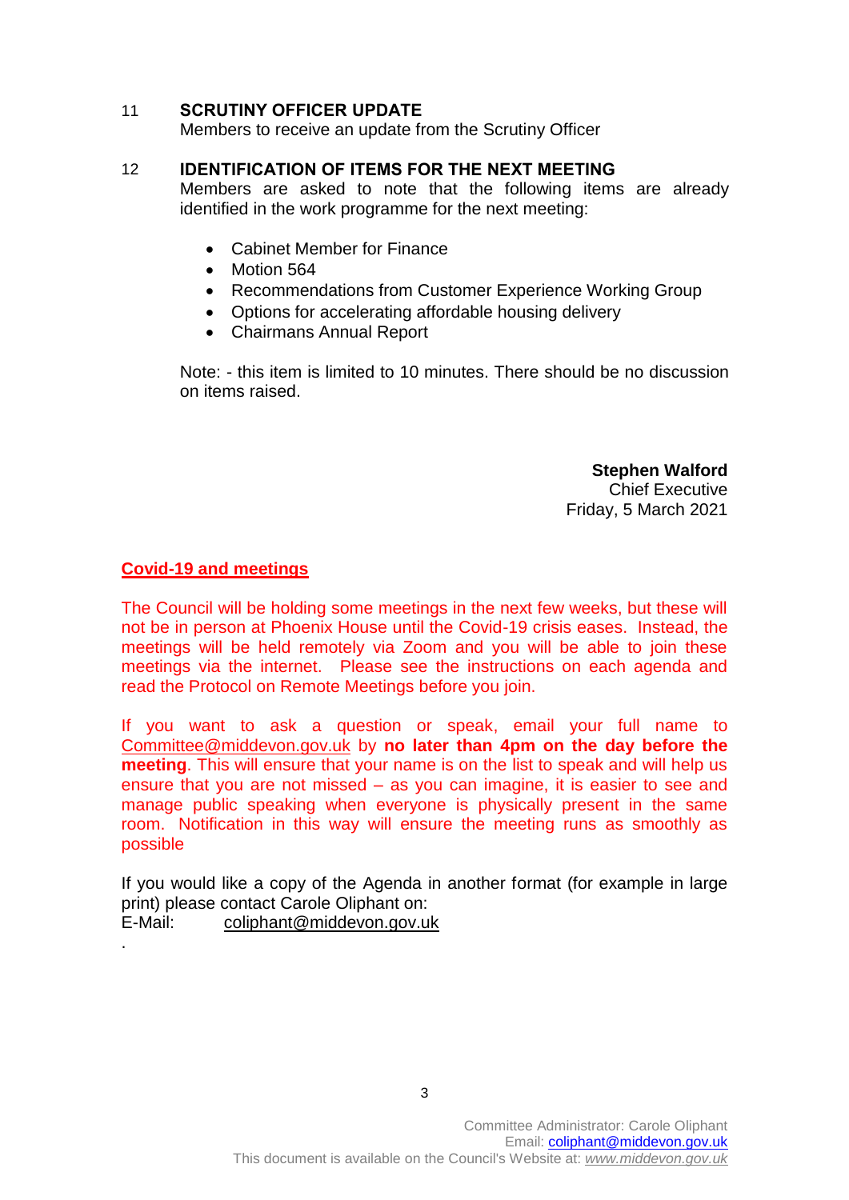11 **SCRUTINY OFFICER UPDATE**

Members to receive an update from the Scrutiny Officer

12 **IDENTIFICATION OF ITEMS FOR THE NEXT MEETING**

Members are asked to note that the following items are already identified in the work programme for the next meeting:

- Cabinet Member for Finance
- Motion 564
- Recommendations from Customer Experience Working Group
- Options for accelerating affordable housing delivery
- Chairmans Annual Report

Note: - this item is limited to 10 minutes. There should be no discussion on items raised.

**Stephen Walford**
Chief Executive
Friday, 5 March 2021

**Covid-19 and meetings**

The Council will be holding some meetings in the next few weeks, but these will not be in person at Phoenix House until the Covid-19 crisis eases. Instead, the meetings will be held remotely via Zoom and you will be able to join these meetings via the internet. Please see the instructions on each agenda and read the Protocol on Remote Meetings before you join.

If you want to ask a question or speak, email your full name to Committee@middevon.gov.uk by **no later than 4pm on the day before the meeting**. This will ensure that your name is on the list to speak and will help us ensure that you are not missed – as you can imagine, it is easier to see and manage public speaking when everyone is physically present in the same room. Notification in this way will ensure the meeting runs as smoothly as possible

If you would like a copy of the Agenda in another format (for example in large print) please contact Carole Oliphant on:
E-Mail: coliphant@middevon.gov.uk

.

Committee Administrator: Carole Oliphant
Email: coliphant@middevon.gov.uk
This document is available on the Council's Website at: *www.middevon.gov.uk*